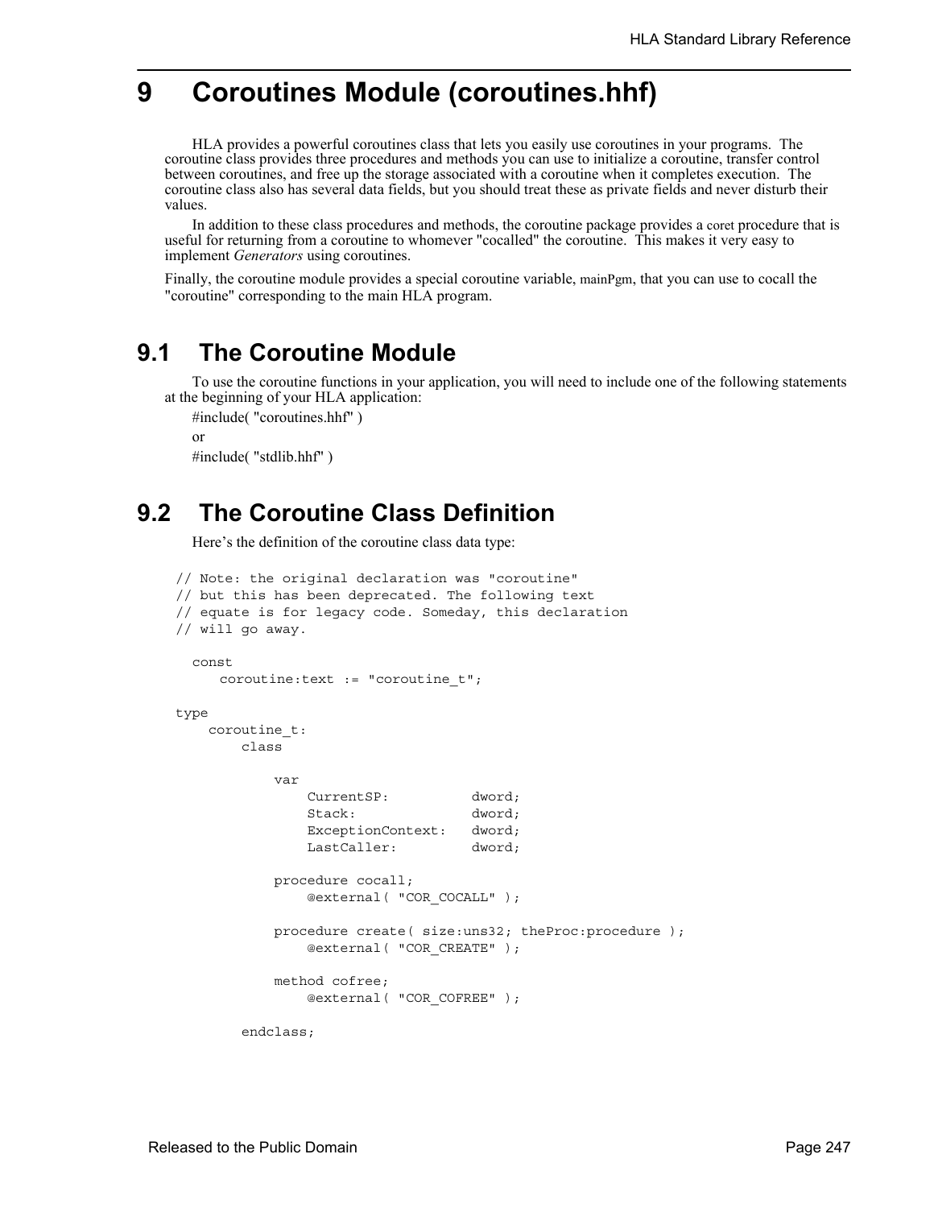# 9 Coroutines Module (coroutines.hhf)

HLA provides a powerful coroutines class that lets you easily use coroutines in your programs. The coroutine class provides three procedures and methods you can use to initialize a coroutine, transfer control between coroutines, and free up the storage associated with a coroutine when it completes execution. The coroutine class also has several data fields, but you should treat these as private fields and never disturb their values.

In addition to these class procedures and methods, the coroutine package provides a coret procedure that is useful for returning from a coroutine to whomever "cocalled" the coroutine. This makes it very easy to implement *Generators* using coroutines.

Finally, the coroutine module provides a special coroutine variable, mainPgm, that you can use to cocall the "coroutine" corresponding to the main HLA program.

## 9.1 The Coroutine Module

To use the coroutine functions in your application, you will need to include one of the following statements at the beginning of your HLA application:

#include( "coroutines.hhf" )

or

#include( "stdlib.hhf" )

## 9.2 The Coroutine Class Definition

Here's the definition of the coroutine class data type:

```
// Note: the original declaration was "coroutine"
// but this has been deprecated. The following text
// equate is for legacy code. Someday, this declaration
// will go away.

  const
     coroutine:text := "coroutine_t";

type
    coroutine_t:
        class

            var
                CurrentSP:          dword;
                Stack:              dword;
                ExceptionContext:   dword;
                LastCaller:         dword;

            procedure cocall;
                @external( "COR_COCALL" );

            procedure create( size:uns32; theProc:procedure );
                @external( "COR_CREATE" );

            method cofree;
                @external( "COR_COFREE" );

        endclass;
```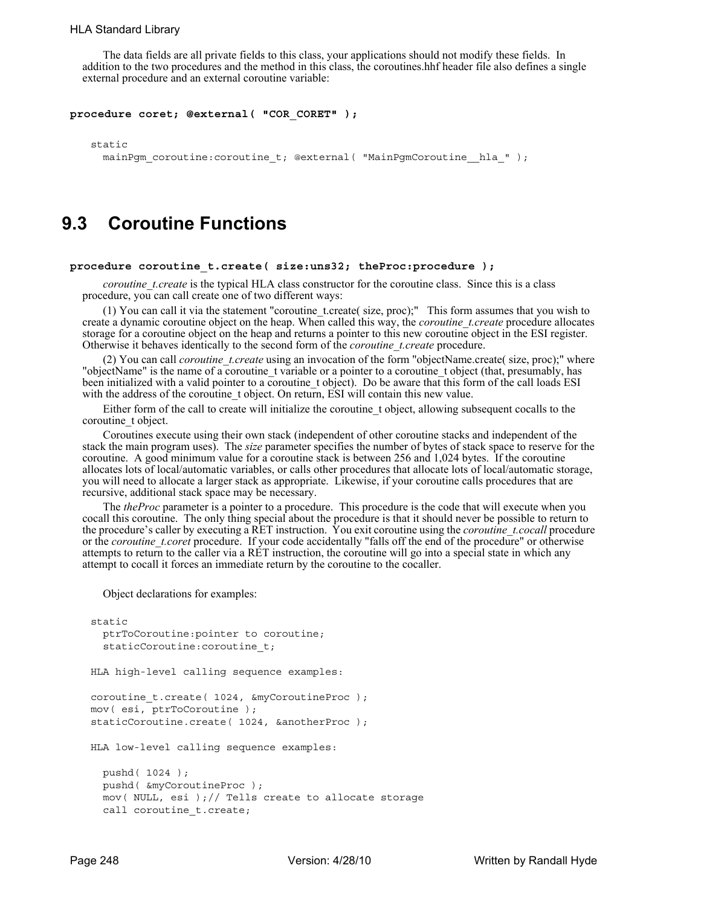The data fields are all private fields to this class, your applications should not modify these fields. In addition to the two procedures and the method in this class, the coroutines.hhf header file also defines a single external procedure and an external coroutine variable:

```
procedure coret; @external( "COR_CORET" );
```

```
static
  mainPgm_coroutine:coroutine_t; @external( "MainPgmCoroutine__hla_" );
```

# 9.3 Coroutine Functions

```
procedure coroutine_t.create( size:uns32; theProc:procedure );
```

*coroutine_t.create* is the typical HLA class constructor for the coroutine class. Since this is a class procedure, you can call create one of two different ways:

(1) You can call it via the statement "coroutine_t.create( size, proc);" This form assumes that you wish to create a dynamic coroutine object on the heap. When called this way, the *coroutine_t.create* procedure allocates storage for a coroutine object on the heap and returns a pointer to this new coroutine object in the ESI register. Otherwise it behaves identically to the second form of the *coroutine_t.create* procedure.

(2) You can call *coroutine_t.create* using an invocation of the form "objectName.create( size, proc);" where "objectName" is the name of a coroutine_t variable or a pointer to a coroutine_t object (that, presumably, has been initialized with a valid pointer to a coroutine_t object). Do be aware that this form of the call loads ESI with the address of the coroutine_t object. On return, ESI will contain this new value.

Either form of the call to create will initialize the coroutine_t object, allowing subsequent cocalls to the coroutine_t object.

Coroutines execute using their own stack (independent of other coroutine stacks and independent of the stack the main program uses). The *size* parameter specifies the number of bytes of stack space to reserve for the coroutine. A good minimum value for a coroutine stack is between 256 and 1,024 bytes. If the coroutine allocates lots of local/automatic variables, or calls other procedures that allocate lots of local/automatic storage, you will need to allocate a larger stack as appropriate. Likewise, if your coroutine calls procedures that are recursive, additional stack space may be necessary.

The *theProc* parameter is a pointer to a procedure. This procedure is the code that will execute when you cocall this coroutine. The only thing special about the procedure is that it should never be possible to return to the procedure's caller by executing a RET instruction. You exit coroutine using the *coroutine_t.cocall* procedure or the *coroutine_t.coret* procedure. If your code accidentally "falls off the end of the procedure" or otherwise attempts to return to the caller via a RET instruction, the coroutine will go into a special state in which any attempt to cocall it forces an immediate return by the coroutine to the cocaller.

Object declarations for examples:

```
static
  ptrToCoroutine:pointer to coroutine;
  staticCoroutine:coroutine_t;

HLA high-level calling sequence examples:

coroutine_t.create( 1024, &myCoroutineProc );
mov( esi, ptrToCoroutine );
staticCoroutine.create( 1024, &anotherProc );

HLA low-level calling sequence examples:

  pushd( 1024 );
  pushd( &myCoroutineProc );
  mov( NULL, esi );// Tells create to allocate storage
  call coroutine_t.create;
```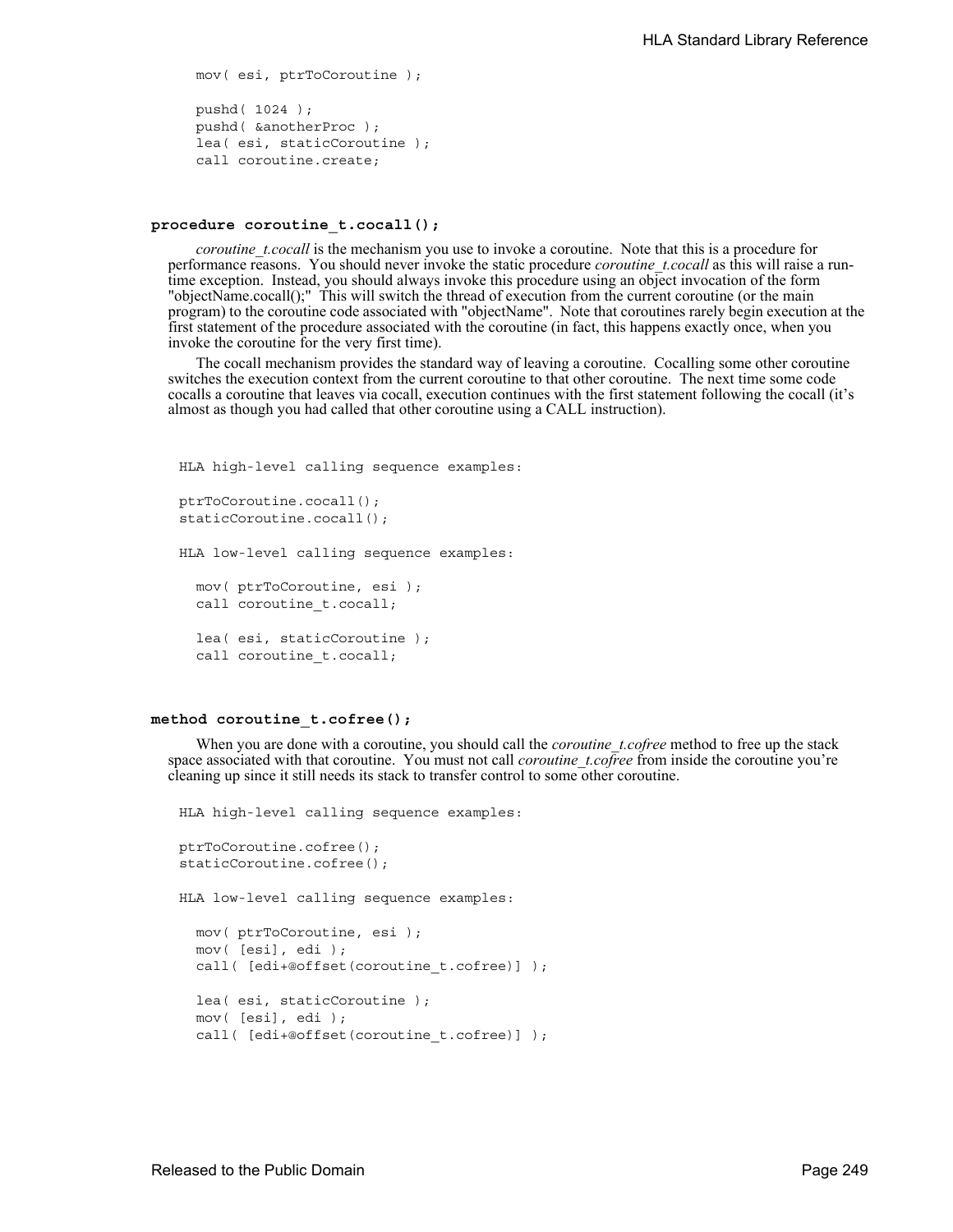```
mov( esi, ptrToCoroutine );

pushd( 1024 );
pushd( &anotherProc );
lea( esi, staticCoroutine );
call coroutine.create;
```

### **procedure coroutine_t.cocall();**

*coroutine_t.cocall* is the mechanism you use to invoke a coroutine. Note that this is a procedure for performance reasons. You should never invoke the static procedure *coroutine_t.cocall* as this will raise a run-time exception. Instead, you should always invoke this procedure using an object invocation of the form "objectName.cocall();" This will switch the thread of execution from the current coroutine (or the main program) to the coroutine code associated with "objectName". Note that coroutines rarely begin execution at the first statement of the procedure associated with the coroutine (in fact, this happens exactly once, when you invoke the coroutine for the very first time).

The cocall mechanism provides the standard way of leaving a coroutine. Cocalling some other coroutine switches the execution context from the current coroutine to that other coroutine. The next time some code cocalls a coroutine that leaves via cocall, execution continues with the first statement following the cocall (it's almost as though you had called that other coroutine using a CALL instruction).

```
HLA high-level calling sequence examples:

ptrToCoroutine.cocall();
staticCoroutine.cocall();

HLA low-level calling sequence examples:

  mov( ptrToCoroutine, esi );
  call coroutine_t.cocall;

  lea( esi, staticCoroutine );
  call coroutine_t.cocall;
```

### **method coroutine_t.cofree();**

When you are done with a coroutine, you should call the *coroutine_t.cofree* method to free up the stack space associated with that coroutine. You must not call *coroutine_t.cofree* from inside the coroutine you're cleaning up since it still needs its stack to transfer control to some other coroutine.

```
HLA high-level calling sequence examples:

ptrToCoroutine.cofree();
staticCoroutine.cofree();

HLA low-level calling sequence examples:

  mov( ptrToCoroutine, esi );
  mov( [esi], edi );
  call( [edi+@offset(coroutine_t.cofree)] );

  lea( esi, staticCoroutine );
  mov( [esi], edi );
  call( [edi+@offset(coroutine_t.cofree)] );
```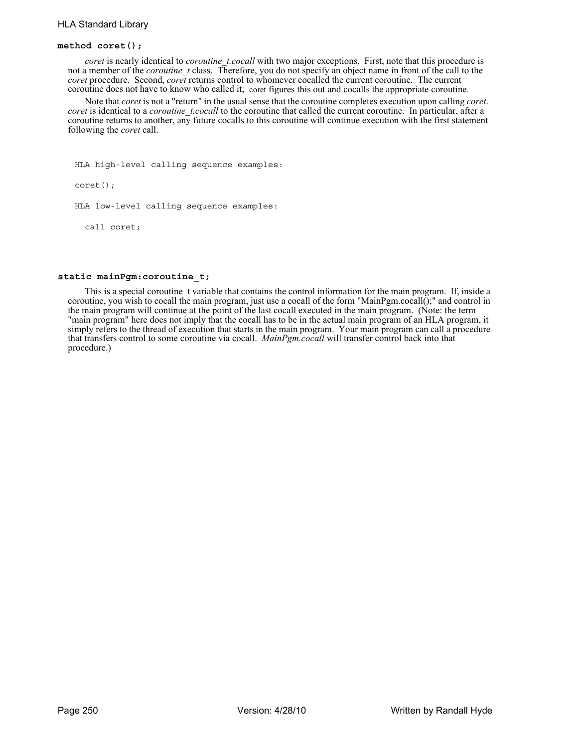**method coret();**

*coret* is nearly identical to *coroutine_t.cocall* with two major exceptions. First, note that this procedure is not a member of the *coroutine_t* class. Therefore, you do not specify an object name in front of the call to the *coret* procedure. Second, *coret* returns control to whomever cocalled the current coroutine. The current coroutine does not have to know who called it; coret figures this out and cocalls the appropriate coroutine.

Note that *coret* is not a "return" in the usual sense that the coroutine completes execution upon calling *coret*. *coret* is identical to a *coroutine_t.cocall* to the coroutine that called the current coroutine. In particular, after a coroutine returns to another, any future cocalls to this coroutine will continue execution with the first statement following the *coret* call.

```
HLA high-level calling sequence examples:

coret();

HLA low-level calling sequence examples:

  call coret;
```

**static mainPgm:coroutine_t;**

This is a special coroutine_t variable that contains the control information for the main program. If, inside a coroutine, you wish to cocall the main program, just use a cocall of the form "MainPgm.cocall();" and control in the main program will continue at the point of the last cocall executed in the main program. (Note: the term "main program" here does not imply that the cocall has to be in the actual main program of an HLA program, it simply refers to the thread of execution that starts in the main program. Your main program can call a procedure that transfers control to some coroutine via cocall. *MainPgm.cocall* will transfer control back into that procedure.)